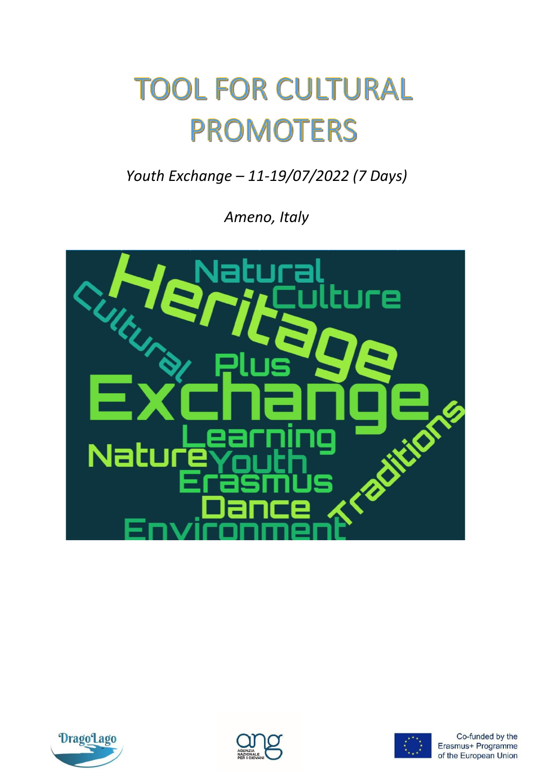# TOOL FOR CULTURAL PROMOTERS

*Youth Exchange – 11-19/07/2022 (7 Days)*

*Ameno, Italy*

Co-funded by the Erasmus+ Programme of the European Union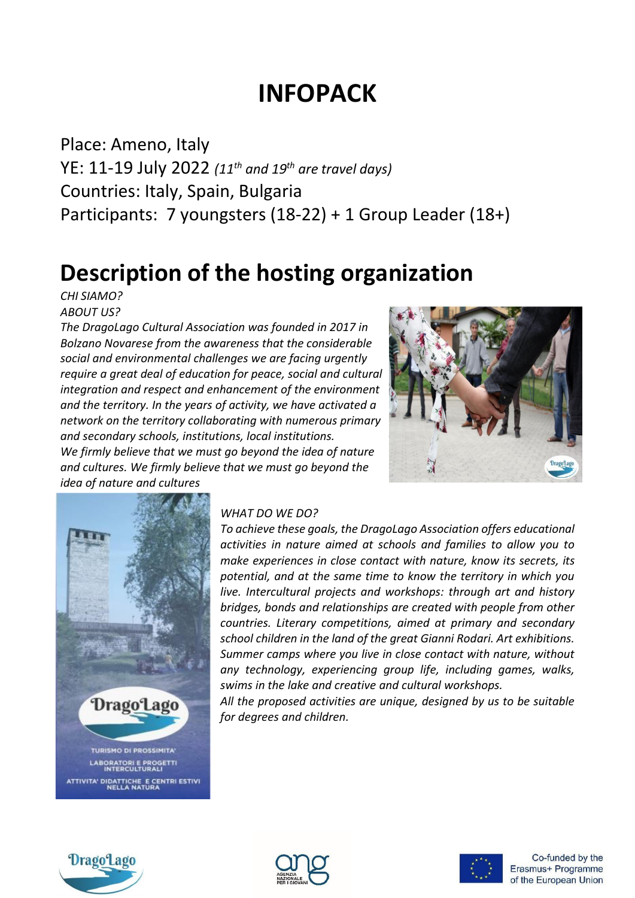# INFOPACK

Place: Ameno, Italy

YE: 11-19 July 2022 *(11th and 19th are travel days)*

Countries: Italy, Spain, Bulgaria

Participants: 7 youngsters (18-22) + 1 Group Leader (18+)

## Description of the hosting organization

*CHI SIAMO?*

*ABOUT US?*

*The DragoLago Cultural Association was founded in 2017 in Bolzano Novarese from the awareness that the considerable social and environmental challenges we are facing urgently require a great deal of education for peace, social and cultural integration and respect and enhancement of the environment and the territory. In the years of activity, we have activated a network on the territory collaborating with numerous primary and secondary schools, institutions, local institutions.*

*We firmly believe that we must go beyond the idea of nature and cultures. We firmly believe that we must go beyond the idea of nature and cultures*

*WHAT DO WE DO?*

*To achieve these goals, the DragoLago Association offers educational activities in nature aimed at schools and families to allow you to make experiences in close contact with nature, know its secrets, its potential, and at the same time to know the territory in which you live. Intercultural projects and workshops: through art and history bridges, bonds and relationships are created with people from other countries. Literary competitions, aimed at primary and secondary school children in the land of the great Gianni Rodari. Art exhibitions. Summer camps where you live in close contact with nature, without any technology, experiencing group life, including games, walks, swims in the lake and creative and cultural workshops.*

*All the proposed activities are unique, designed by us to be suitable for degrees and children.*

Co-funded by the Erasmus+ Programme of the European Union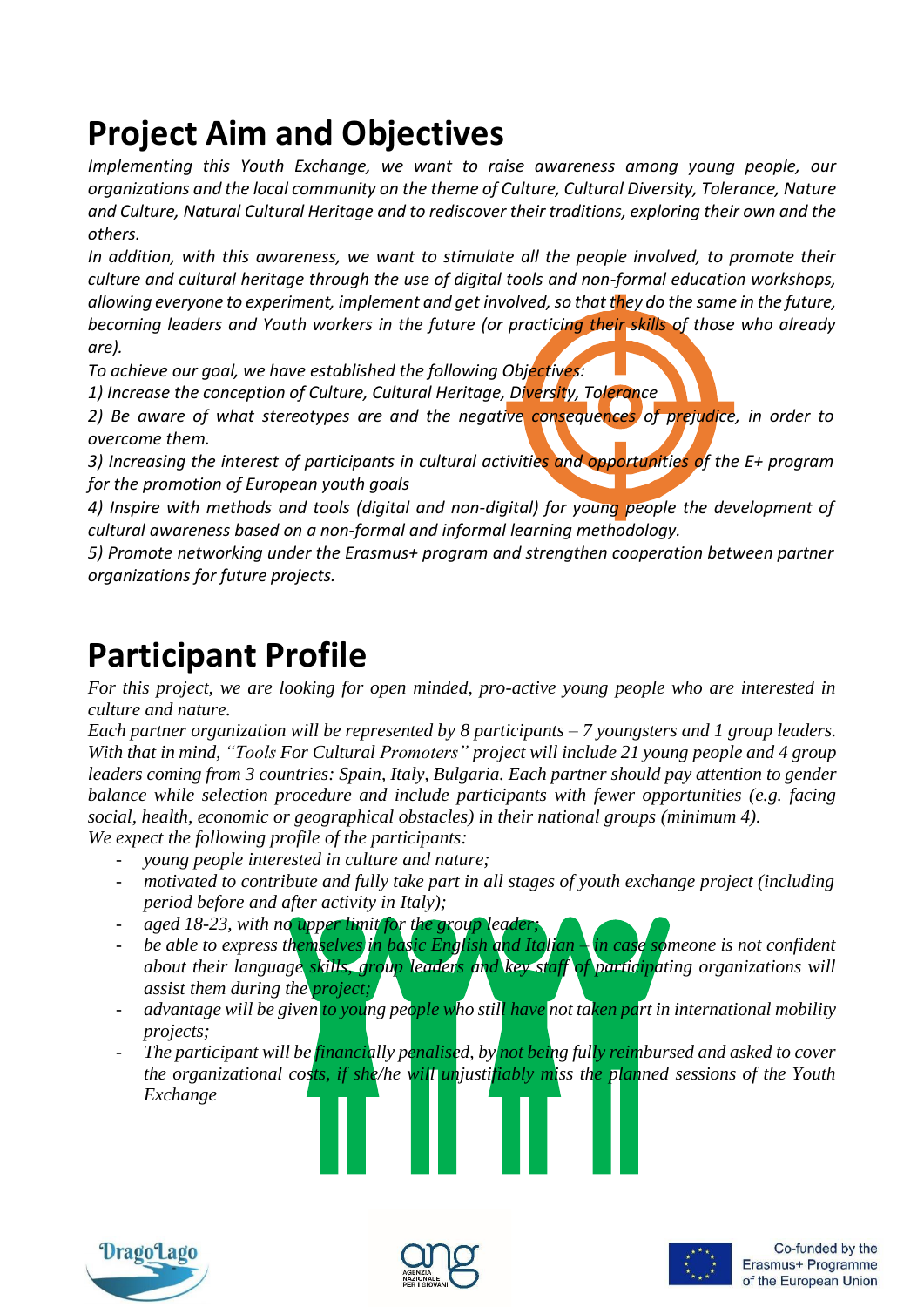# Project Aim and Objectives

*Implementing this Youth Exchange, we want to raise awareness among young people, our organizations and the local community on the theme of Culture, Cultural Diversity, Tolerance, Nature and Culture, Natural Cultural Heritage and to rediscover their traditions, exploring their own and the others.*

*In addition, with this awareness, we want to stimulate all the people involved, to promote their culture and cultural heritage through the use of digital tools and non-formal education workshops, allowing everyone to experiment, implement and get involved, so that they do the same in the future, becoming leaders and Youth workers in the future (or practicing their skills of those who already are).*

*To achieve our goal, we have established the following Objectives:*

*1) Increase the conception of Culture, Cultural Heritage, Diversity, Tolerance*

*2) Be aware of what stereotypes are and the negative consequences of prejudice, in order to overcome them.*

*3) Increasing the interest of participants in cultural activities and opportunities of the E+ program for the promotion of European youth goals*

*4) Inspire with methods and tools (digital and non-digital) for young people the development of cultural awareness based on a non-formal and informal learning methodology.*

*5) Promote networking under the Erasmus+ program and strengthen cooperation between partner organizations for future projects.*

# Participant Profile

*For this project, we are looking for open minded, pro-active young people who are interested in culture and nature.*

*Each partner organization will be represented by 8 participants – 7 youngsters and 1 group leaders. With that in mind, "Tools For Cultural Promoters" project will include 21 young people and 4 group leaders coming from 3 countries: Spain, Italy, Bulgaria. Each partner should pay attention to gender balance while selection procedure and include participants with fewer opportunities (e.g. facing social, health, economic or geographical obstacles) in their national groups (minimum 4).*

*We expect the following profile of the participants:*

- *young people interested in culture and nature;*
- *motivated to contribute and fully take part in all stages of youth exchange project (including period before and after activity in Italy);*
- *aged 18-23, with no upper limit for the group leader;*
- *be able to express themselves in basic English and Italian – in case someone is not confident about their language skills, group leaders and key staff of participating organizations will assist them during the project;*
- *advantage will be given to young people who still have not taken part in international mobility projects;*
- *The participant will be financially penalised, by not being fully reimbursed and asked to cover the organizational costs, if she/he will unjustifiably miss the planned sessions of the Youth Exchange*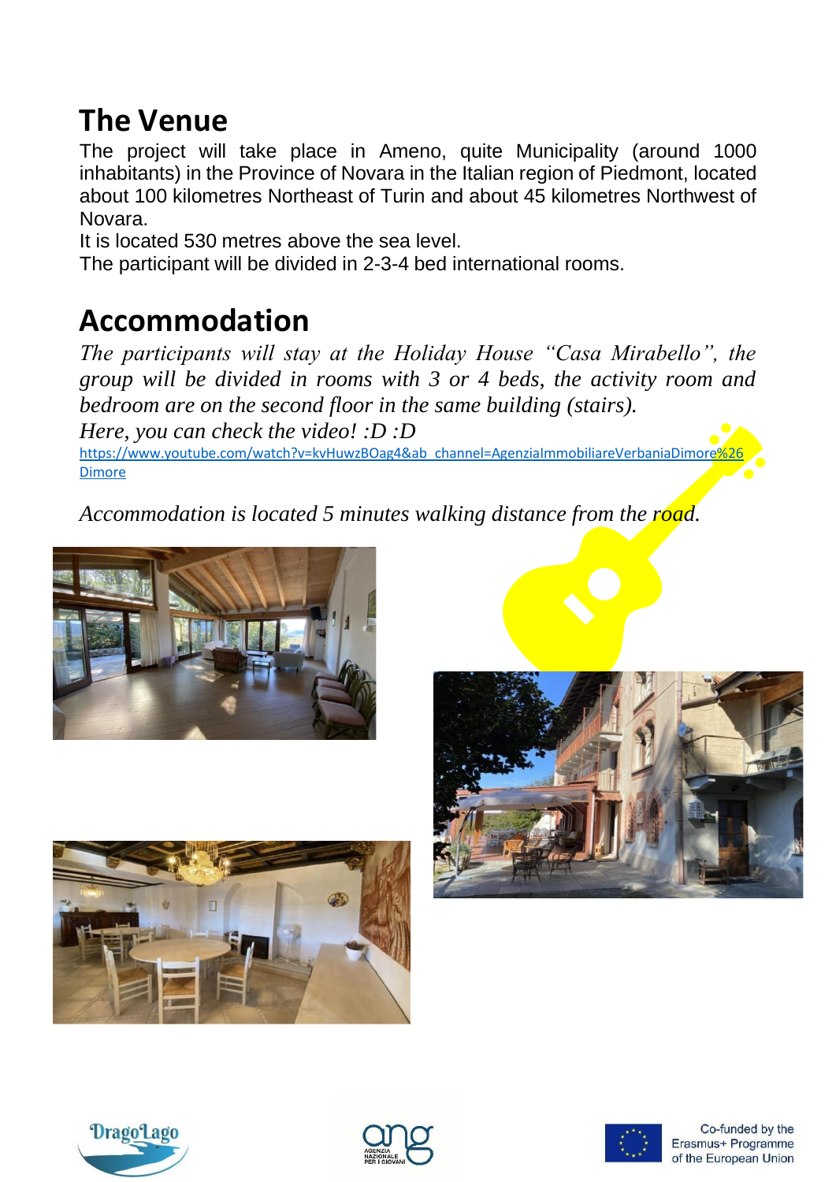# The Venue

The project will take place in Ameno, quite Municipality (around 1000 inhabitants) in the Province of Novara in the Italian region of Piedmont, located about 100 kilometres Northeast of Turin and about 45 kilometres Northwest of Novara.

It is located 530 metres above the sea level.

The participant will be divided in 2-3-4 bed international rooms.

# Accommodation

*The participants will stay at the Holiday House "Casa Mirabello", the group will be divided in rooms with 3 or 4 beds, the activity room and bedroom are on the second floor in the same building (stairs).*

*Here, you can check the video! :D :D*

https://www.youtube.com/watch?v=kvHuwzBOag4&ab_channel=AgenziaImmobiliareVerbaniaDimore%26Dimore

*Accommodation is located 5 minutes walking distance from the road.*

Co-funded by the Erasmus+ Programme of the European Union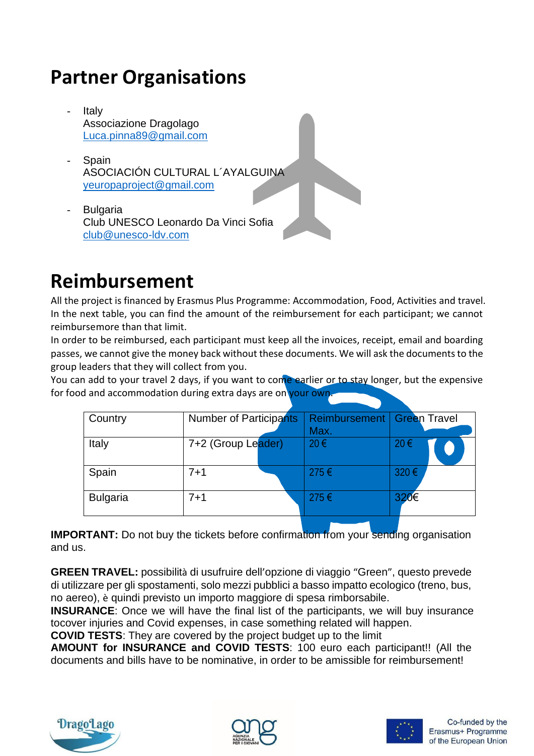# Partner Organisations

- Italy
  Associazione Dragolago
  Luca.pinna89@gmail.com

- Spain
  ASOCIACIÓN CULTURAL L´AYALGUINA
  yeuropaproject@gmail.com

- Bulgaria
  Club UNESCO Leonardo Da Vinci Sofia
  club@unesco-ldv.com

# Reimbursement

All the project is financed by Erasmus Plus Programme: Accommodation, Food, Activities and travel. In the next table, you can find the amount of the reimbursement for each participant; we cannot reimbursemore than that limit.
In order to be reimbursed, each participant must keep all the invoices, receipt, email and boarding passes, we cannot give the money back without these documents. We will ask the documents to the group leaders that they will collect from you.
You can add to your travel 2 days, if you want to come earlier or to stay longer, but the expensive for food and accommodation during extra days are on your own.

| Country | Number of Participants | Reimbursement Max. | Green Travel |
|---|---|---|---|
| Italy | 7+2 (Group Leader) | 20 € | 20 € |
| Spain | 7+1 | 275 € | 320 € |
| Bulgaria | 7+1 | 275 € | 320€ |

**IMPORTANT:** Do not buy the tickets before confirmation from your sending organisation and us.

**GREEN TRAVEL:** possibilità di usufruire dell'opzione di viaggio "Green", questo prevede di utilizzare per gli spostamenti, solo mezzi pubblici a basso impatto ecologico (treno, bus, no aereo), è quindi previsto un importo maggiore di spesa rimborsabile.
**INSURANCE**: Once we will have the final list of the participants, we will buy insurance tocover injuries and Covid expenses, in case something related will happen.
**COVID TESTS**: They are covered by the project budget up to the limit
**AMOUNT for INSURANCE and COVID TESTS**: 100 euro each participant!! (All the documents and bills have to be nominative, in order to be amissible for reimbursement!

DragoLago

AGENZIA NAZIONALE PER I GIOVANI

Co-funded by the Erasmus+ Programme of the European Union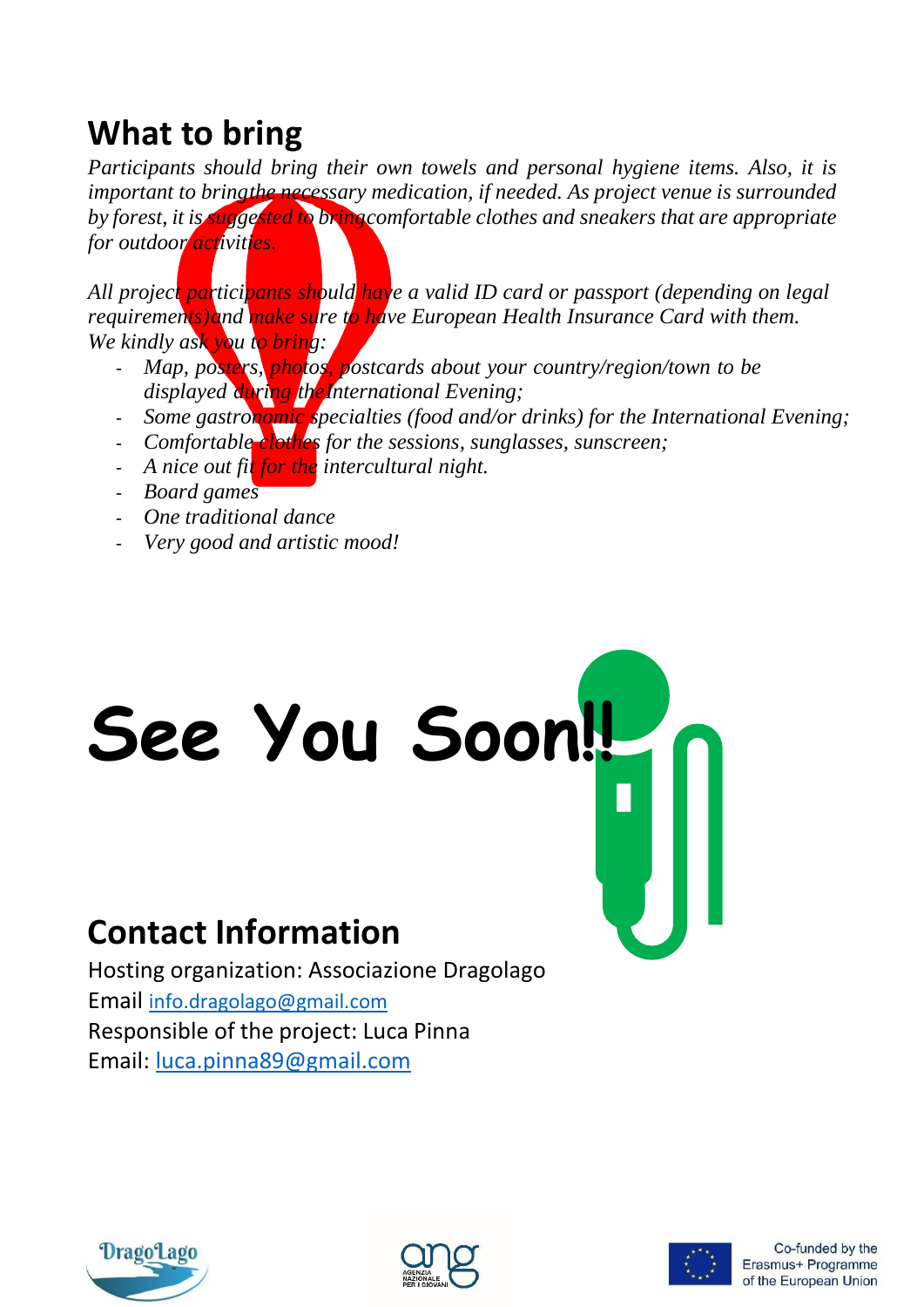## What to bring

*Participants should bring their own towels and personal hygiene items. Also, it is important to bringthe necessary medication, if needed. As project venue is surrounded by forest, it is suggested to bringcomfortable clothes and sneakers that are appropriate for outdoor activities.*

*All project participants should have a valid ID card or passport (depending on legal requirements)and make sure to have European Health Insurance Card with them.*
*We kindly ask you to bring:*

- *Map, posters, photos, postcards about your country/region/town to be displayed during the International Evening;*
- *Some gastronomic specialties (food and/or drinks) for the International Evening;*
- *Comfortable clothes for the sessions, sunglasses, sunscreen;*
- *A nice out fit for the intercultural night.*
- *Board games*
- *One traditional dance*
- *Very good and artistic mood!*

# See You Soon!!

## Contact Information

Hosting organization: Associazione Dragolago
Email info.dragolago@gmail.com
Responsible of the project: Luca Pinna
Email: luca.pinna89@gmail.com

DragoLago

AGENZIA NAZIONALE PER I GIOVANI

Co-funded by the Erasmus+ Programme of the European Union